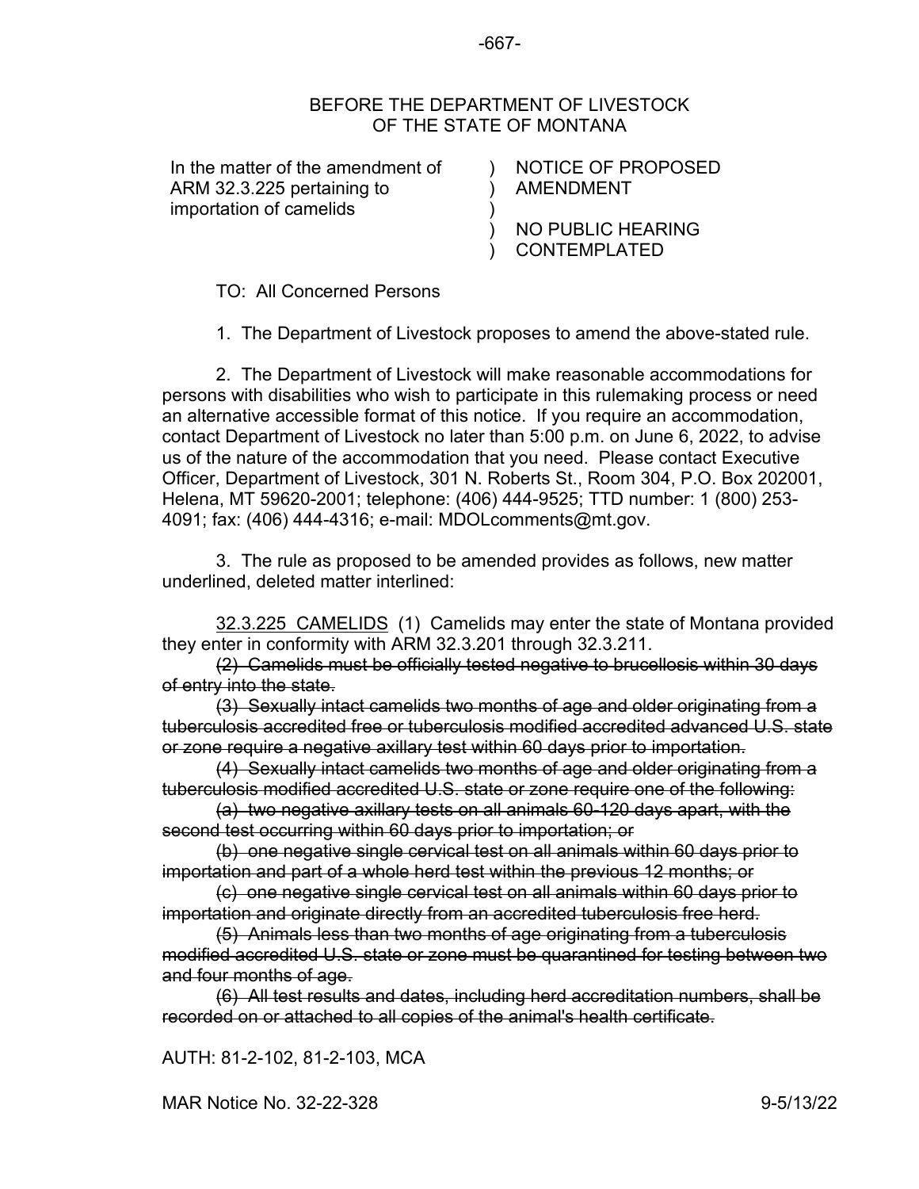BEFORE THE DEPARTMENT OF LIVESTOCK
OF THE STATE OF MONTANA

| | |
|---|---|
| In the matter of the amendment of ARM 32.3.225 pertaining to importation of camelids | ) NOTICE OF PROPOSED ) AMENDMENT ) ) NO PUBLIC HEARING ) CONTEMPLATED |

TO: All Concerned Persons

1. The Department of Livestock proposes to amend the above-stated rule.

2. The Department of Livestock will make reasonable accommodations for persons with disabilities who wish to participate in this rulemaking process or need an alternative accessible format of this notice. If you require an accommodation, contact Department of Livestock no later than 5:00 p.m. on June 6, 2022, to advise us of the nature of the accommodation that you need. Please contact Executive Officer, Department of Livestock, 301 N. Roberts St., Room 304, P.O. Box 202001, Helena, MT 59620-2001; telephone: (406) 444-9525; TTD number: 1 (800) 253-4091; fax: (406) 444-4316; e-mail: MDOLcomments@mt.gov.

3. The rule as proposed to be amended provides as follows, new matter underlined, deleted matter interlined:

<u>32.3.225 CAMELIDS</u> (1) Camelids may enter the state of Montana provided they enter in conformity with ARM 32.3.201 through 32.3.211.

~~(2) Camelids must be officially tested negative to brucellosis within 30 days of entry into the state.~~

~~(3) Sexually intact camelids two months of age and older originating from a tuberculosis accredited free or tuberculosis modified accredited advanced U.S. state or zone require a negative axillary test within 60 days prior to importation.~~

~~(4) Sexually intact camelids two months of age and older originating from a tuberculosis modified accredited U.S. state or zone require one of the following:~~

~~(a) two negative axillary tests on all animals 60-120 days apart, with the second test occurring within 60 days prior to importation; or~~

~~(b) one negative single cervical test on all animals within 60 days prior to importation and part of a whole herd test within the previous 12 months; or~~

~~(c) one negative single cervical test on all animals within 60 days prior to importation and originate directly from an accredited tuberculosis free herd.~~

~~(5) Animals less than two months of age originating from a tuberculosis modified accredited U.S. state or zone must be quarantined for testing between two and four months of age.~~

~~(6) All test results and dates, including herd accreditation numbers, shall be recorded on or attached to all copies of the animal's health certificate.~~

AUTH: 81-2-102, 81-2-103, MCA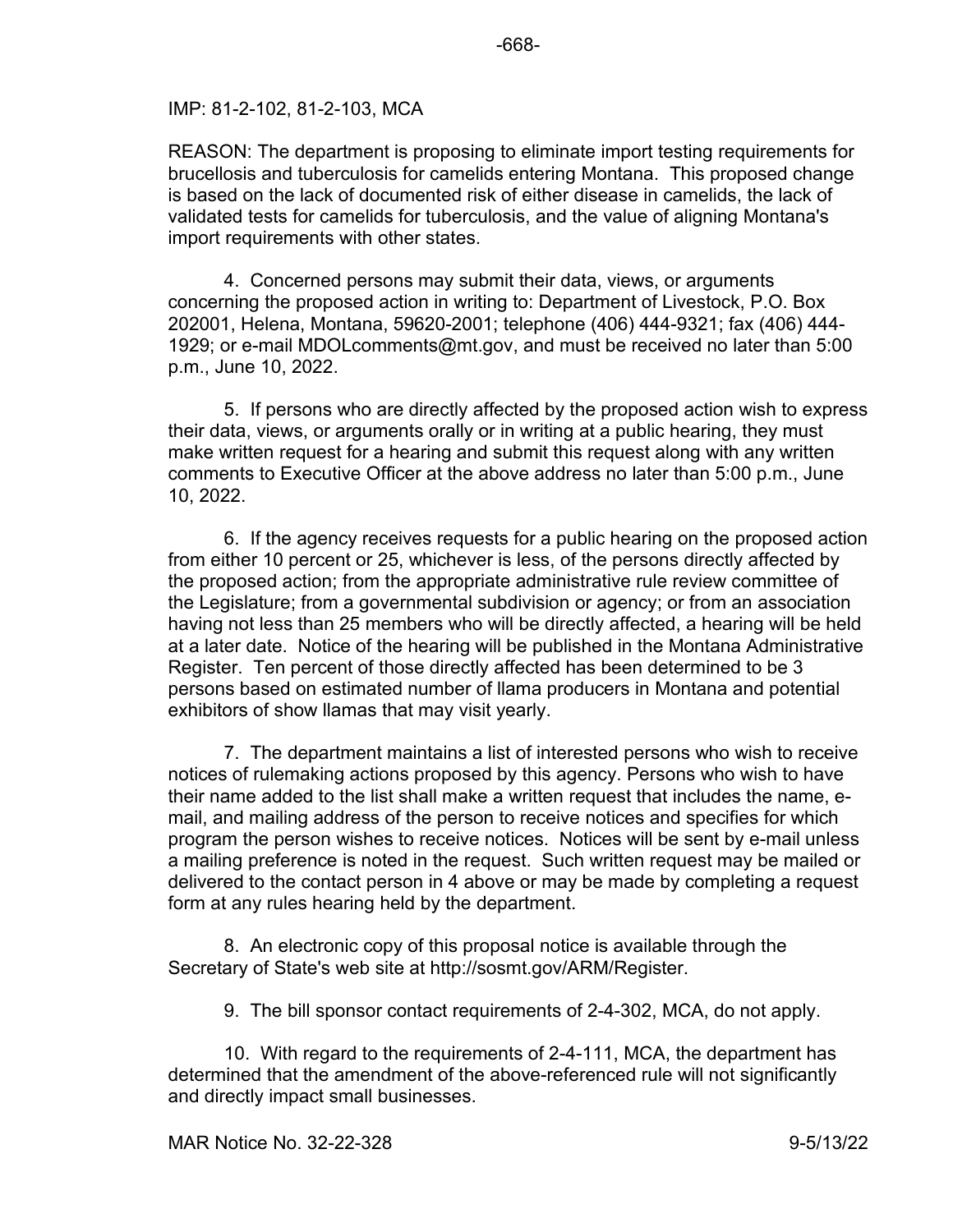IMP: 81-2-102, 81-2-103, MCA

REASON: The department is proposing to eliminate import testing requirements for brucellosis and tuberculosis for camelids entering Montana. This proposed change is based on the lack of documented risk of either disease in camelids, the lack of validated tests for camelids for tuberculosis, and the value of aligning Montana's import requirements with other states.

4. Concerned persons may submit their data, views, or arguments concerning the proposed action in writing to: Department of Livestock, P.O. Box 202001, Helena, Montana, 59620-2001; telephone (406) 444-9321; fax (406) 444-1929; or e-mail MDOLcomments@mt.gov, and must be received no later than 5:00 p.m., June 10, 2022.

5. If persons who are directly affected by the proposed action wish to express their data, views, or arguments orally or in writing at a public hearing, they must make written request for a hearing and submit this request along with any written comments to Executive Officer at the above address no later than 5:00 p.m., June 10, 2022.

6. If the agency receives requests for a public hearing on the proposed action from either 10 percent or 25, whichever is less, of the persons directly affected by the proposed action; from the appropriate administrative rule review committee of the Legislature; from a governmental subdivision or agency; or from an association having not less than 25 members who will be directly affected, a hearing will be held at a later date. Notice of the hearing will be published in the Montana Administrative Register. Ten percent of those directly affected has been determined to be 3 persons based on estimated number of llama producers in Montana and potential exhibitors of show llamas that may visit yearly.

7. The department maintains a list of interested persons who wish to receive notices of rulemaking actions proposed by this agency. Persons who wish to have their name added to the list shall make a written request that includes the name, e-mail, and mailing address of the person to receive notices and specifies for which program the person wishes to receive notices. Notices will be sent by e-mail unless a mailing preference is noted in the request. Such written request may be mailed or delivered to the contact person in 4 above or may be made by completing a request form at any rules hearing held by the department.

8. An electronic copy of this proposal notice is available through the Secretary of State's web site at http://sosmt.gov/ARM/Register.

9. The bill sponsor contact requirements of 2-4-302, MCA, do not apply.

10. With regard to the requirements of 2-4-111, MCA, the department has determined that the amendment of the above-referenced rule will not significantly and directly impact small businesses.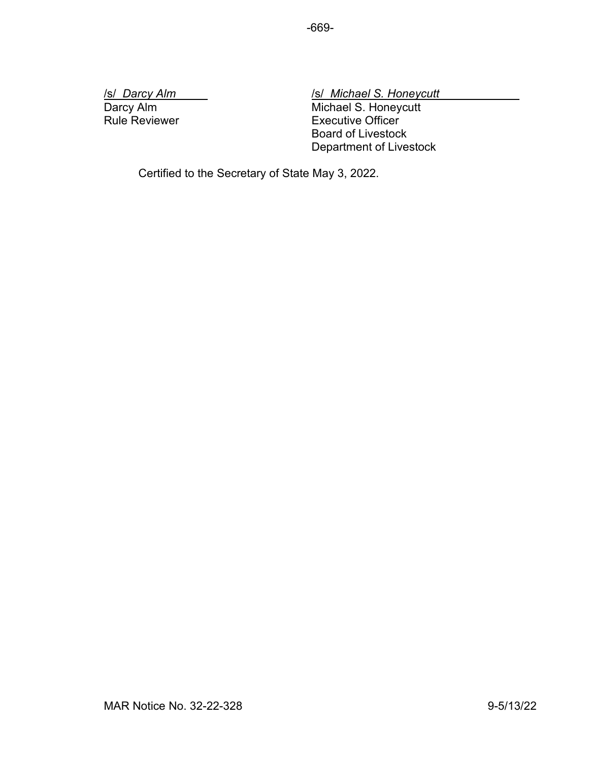/s/ *Darcy Alm*
Darcy Alm
Rule Reviewer

/s/ *Michael S. Honeycutt*
Michael S. Honeycutt
Executive Officer
Board of Livestock
Department of Livestock

Certified to the Secretary of State May 3, 2022.